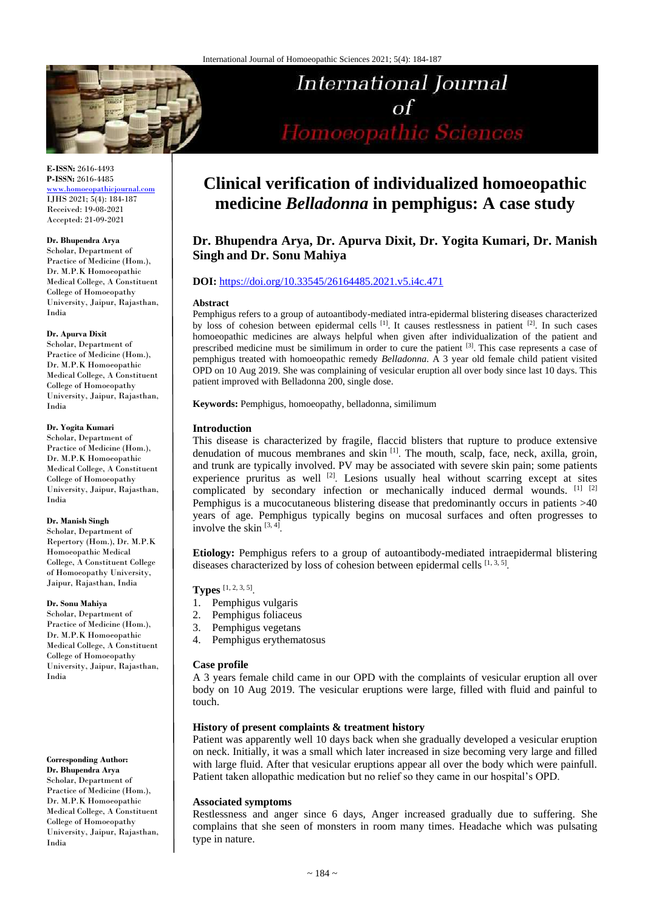# Clinical verification of individualized homoeopathic medicine *Belladonna* in pemphigus: A case study

**Dr. Bhupendra Arya, Dr. Apurva Dixit, Dr. Yogita Kumari, Dr. Manish Singh and Dr. Sonu Mahiya**

**DOI:** https://doi.org/10.33545/26164485.2021.v5.i4c.471

**E-ISSN:** 2616-4493
**P-ISSN:** 2616-4485
www.homoeopathicjournal.com
IJHS 2021; 5(4): 184-187
Received: 19-08-2021
Accepted: 21-09-2021

**Dr. Bhupendra Arya**
Scholar, Department of Practice of Medicine (Hom.), Dr. M.P.K Homoeopathic Medical College, A Constituent College of Homoeopathy University, Jaipur, Rajasthan, India

**Dr. Apurva Dixit**
Scholar, Department of Practice of Medicine (Hom.), Dr. M.P.K Homoeopathic Medical College, A Constituent College of Homoeopathy University, Jaipur, Rajasthan, India

**Dr. Yogita Kumari**
Scholar, Department of Practice of Medicine (Hom.), Dr. M.P.K Homoeopathic Medical College, A Constituent College of Homoeopathy University, Jaipur, Rajasthan, India

**Dr. Manish Singh**
Scholar, Department of Repertory (Hom.), Dr. M.P.K Homoeopathic Medical College, A Constituent College of Homoeopathy University, Jaipur, Rajasthan, India

**Dr. Sonu Mahiya**
Scholar, Department of Practice of Medicine (Hom.), Dr. M.P.K Homoeopathic Medical College, A Constituent College of Homoeopathy University, Jaipur, Rajasthan, India

**Corresponding Author:**
**Dr. Bhupendra Arya**
Scholar, Department of Practice of Medicine (Hom.), Dr. M.P.K Homoeopathic Medical College, A Constituent College of Homoeopathy University, Jaipur, Rajasthan, India

## Abstract

Pemphigus refers to a group of autoantibody-mediated intra-epidermal blistering diseases characterized by loss of cohesion between epidermal cells [1]. It causes restlessness in patient [2]. In such cases homoeopathic medicines are always helpful when given after individualization of the patient and prescribed medicine must be similimum in order to cure the patient [3]. This case represents a case of pemphigus treated with homoeopathic remedy *Belladonna*. A 3 year old female child patient visited OPD on 10 Aug 2019. She was complaining of vesicular eruption all over body since last 10 days. This patient improved with Belladonna 200, single dose.

**Keywords:** Pemphigus, homoeopathy, belladonna, similimum

## Introduction

This disease is characterized by fragile, flaccid blisters that rupture to produce extensive denudation of mucous membranes and skin [1]. The mouth, scalp, face, neck, axilla, groin, and trunk are typically involved. PV may be associated with severe skin pain; some patients experience pruritus as well [2]. Lesions usually heal without scarring except at sites complicated by secondary infection or mechanically induced dermal wounds. [1] [2] Pemphigus is a mucocutaneous blistering disease that predominantly occurs in patients >40 years of age. Pemphigus typically begins on mucosal surfaces and often progresses to involve the skin [3, 4].

**Etiology:** Pemphigus refers to a group of autoantibody-mediated intraepidermal blistering diseases characterized by loss of cohesion between epidermal cells [1, 3, 5].

**Types** [1, 2, 3, 5].

1. Pemphigus vulgaris
2. Pemphigus foliaceus
3. Pemphigus vegetans
4. Pemphigus erythematosus

### Case profile

A 3 years female child came in our OPD with the complaints of vesicular eruption all over body on 10 Aug 2019. The vesicular eruptions were large, filled with fluid and painful to touch.

### History of present complaints & treatment history

Patient was apparently well 10 days back when she gradually developed a vesicular eruption on neck. Initially, it was a small which later increased in size becoming very large and filled with large fluid. After that vesicular eruptions appear all over the body which were painfull. Patient taken allopathic medication but no relief so they came in our hospital's OPD.

### Associated symptoms

Restlessness and anger since 6 days, Anger increased gradually due to suffering. She complains that she seen of monsters in room many times. Headache which was pulsating type in nature.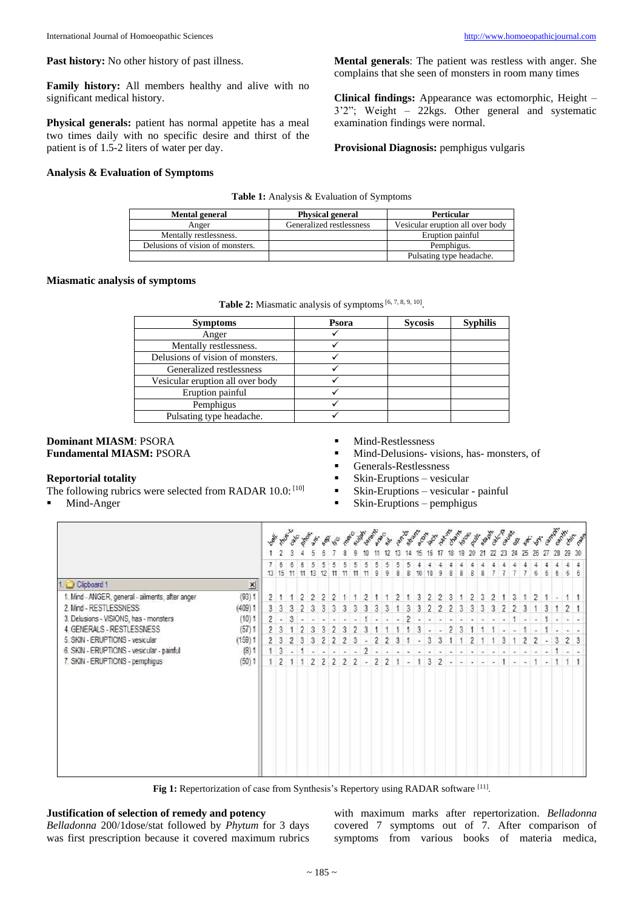**Past history:** No other history of past illness.

**Family history:** All members healthy and alive with no significant medical history.

**Physical generals:** patient has normal appetite has a meal two times daily with no specific desire and thirst of the patient is of 1.5-2 liters of water per day.

**Analysis & Evaluation of Symptoms**

**Mental generals**: The patient was restless with anger. She complains that she seen of monsters in room many times

**Clinical findings:** Appearance was ectomorphic, Height – 3'2"; Weight – 22kgs. Other general and systematic examination findings were normal.

**Provisional Diagnosis:** pemphigus vulgaris

**Table 1:** Analysis & Evaluation of Symptoms

| Mental general | Physical general | Perticular |
|---|---|---|
| Anger | Generalized restlessness | Vesicular eruption all over body |
| Mentally restlessness. | | Eruption painful |
| Delusions of vision of monsters. | | Pemphigus. |
| | | Pulsating type headache. |

**Miasmatic analysis of symptoms**

**Table 2:** Miasmatic analysis of symptoms [6, 7, 8, 9, 10].

| Symptoms | Psora | Sycosis | Syphilis |
|---|---|---|---|
| Anger | ✓ | | |
| Mentally restlessness. | ✓ | | |
| Delusions of vision of monsters. | ✓ | | |
| Generalized restlessness | ✓ | | |
| Vesicular eruption all over body | ✓ | | |
| Eruption painful | ✓ | | |
| Pemphigus | ✓ | | |
| Pulsating type headache. | ✓ | | |

**Dominant MIASM**: PSORA
**Fundamental MIASM:** PSORA

**Reportorial totality**

The following rubrics were selected from RADAR 10.0: [10]

- Mind-Anger
- Mind-Restlessness
- Mind-Delusions- visions, has- monsters, of
- Generals-Restlessness
- Skin-Eruptions – vesicular
- Skin-Eruptions – vesicular - painful
- Skin-Eruptions – pemphigus

Fig 1: Repertorization of case from Synthesis's Repertory using RADAR software [11].

**Justification of selection of remedy and potency**

*Belladonna* 200/1dose/stat followed by *Phytum* for 3 days was first prescription because it covered maximum rubrics with maximum marks after repertorization. *Belladonna* covered 7 symptoms out of 7. After comparison of symptoms from various books of materia medica,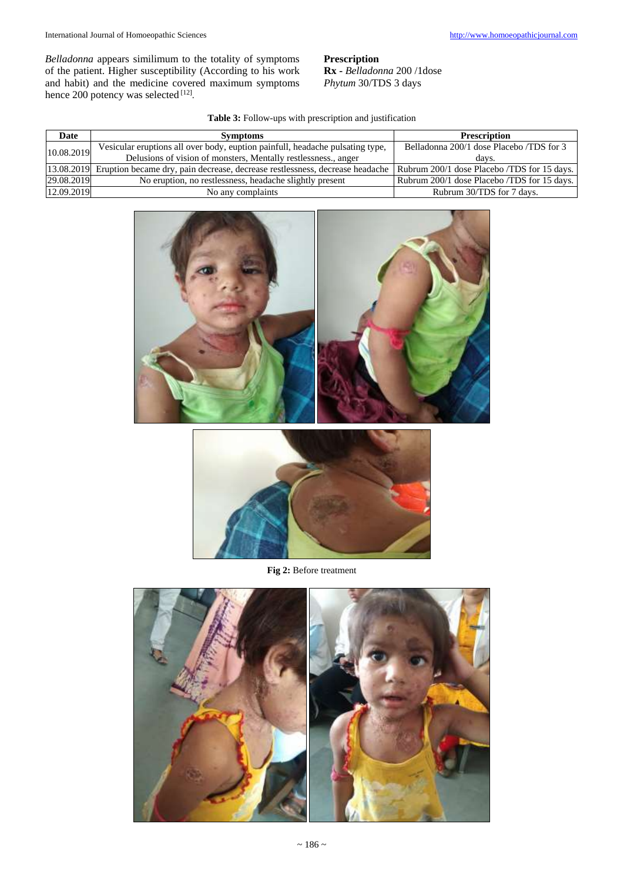*Belladonna* appears similimum to the totality of symptoms of the patient. Higher susceptibility (According to his work and habit) and the medicine covered maximum symptoms hence 200 potency was selected [12].

**Prescription**
**Rx** - *Belladonna* 200 /1dose
*Phytum* 30/TDS 3 days

**Table 3:** Follow-ups with prescription and justification

| Date | Symptoms | Prescription |
|---|---|---|
| 10.08.2019 | Vesicular eruptions all over body, euption painfull, headache pulsating type, Delusions of vision of monsters, Mentally restlessness., anger | Belladonna 200/1 dose Placebo /TDS for 3 days. |
| 13.08.2019 | Eruption became dry, pain decrease, decrease restlessness, decrease headache | Rubrum 200/1 dose Placebo /TDS for 15 days. |
| 29.08.2019 | No eruption, no restlessness, headache slightly present | Rubrum 200/1 dose Placebo /TDS for 15 days. |
| 12.09.2019 | No any complaints | Rubrum 30/TDS for 7 days. |

**Fig 2:** Before treatment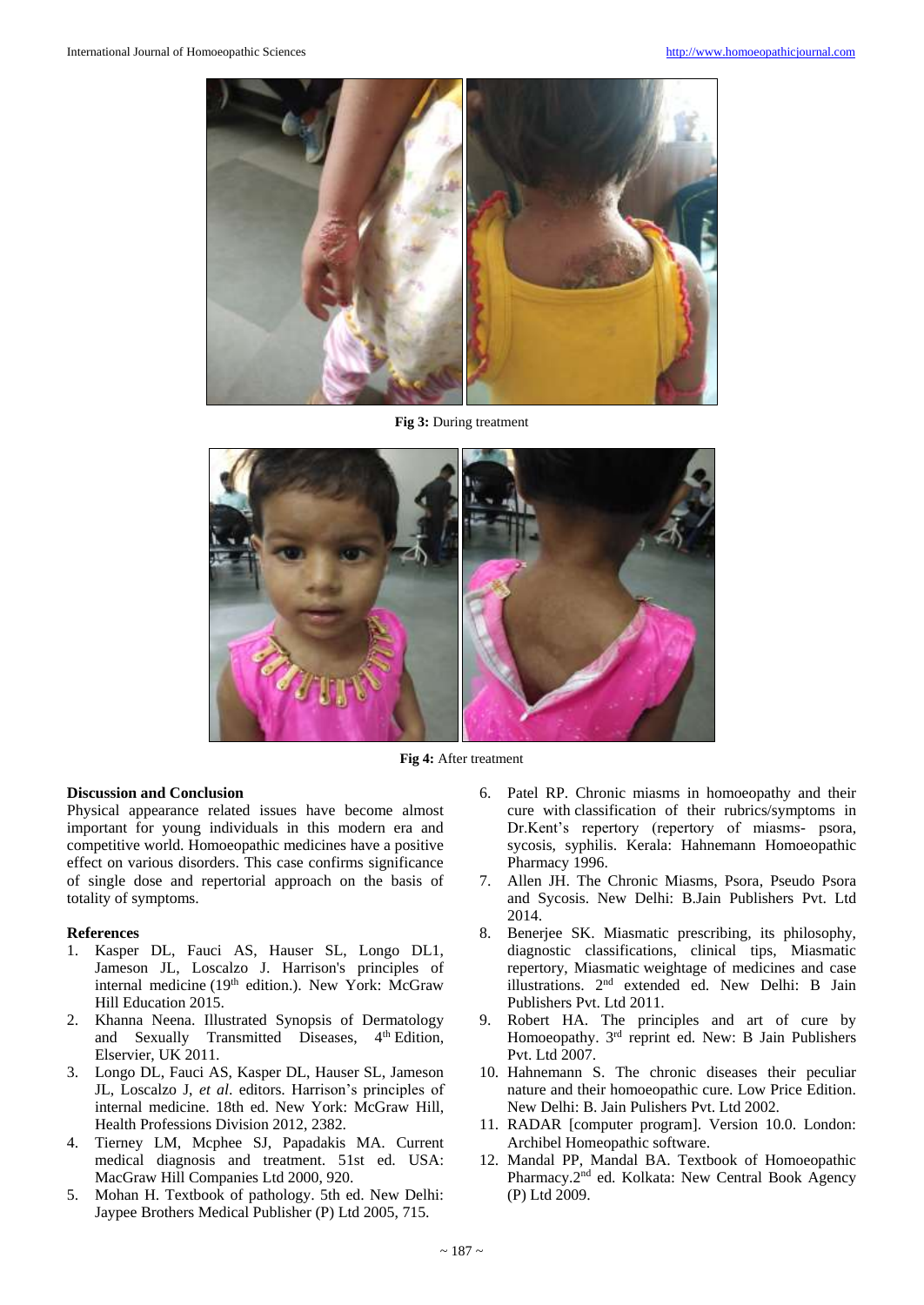Fig 3: During treatment

Fig 4: After treatment

## Discussion and Conclusion

Physical appearance related issues have become almost important for young individuals in this modern era and competitive world. Homoeopathic medicines have a positive effect on various disorders. This case confirms significance of single dose and repertorial approach on the basis of totality of symptoms.

## References

1. Kasper DL, Fauci AS, Hauser SL, Longo DL1, Jameson JL, Loscalzo J. Harrison's principles of internal medicine (19th edition.). New York: McGraw Hill Education 2015.
2. Khanna Neena. Illustrated Synopsis of Dermatology and Sexually Transmitted Diseases, 4th Edition, Elservier, UK 2011.
3. Longo DL, Fauci AS, Kasper DL, Hauser SL, Jameson JL, Loscalzo J, *et al*. editors. Harrison's principles of internal medicine. 18th ed. New York: McGraw Hill, Health Professions Division 2012, 2382.
4. Tierney LM, Mcphee SJ, Papadakis MA. Current medical diagnosis and treatment. 51st ed. USA: MacGraw Hill Companies Ltd 2000, 920.
5. Mohan H. Textbook of pathology. 5th ed. New Delhi: Jaypee Brothers Medical Publisher (P) Ltd 2005, 715.
6. Patel RP. Chronic miasms in homoeopathy and their cure with classification of their rubrics/symptoms in Dr.Kent's repertory (repertory of miasms- psora, sycosis, syphilis. Kerala: Hahnemann Homoeopathic Pharmacy 1996.
7. Allen JH. The Chronic Miasms, Psora, Pseudo Psora and Sycosis. New Delhi: B.Jain Publishers Pvt. Ltd 2014.
8. Benerjee SK. Miasmatic prescribing, its philosophy, diagnostic classifications, clinical tips, Miasmatic repertory, Miasmatic weightage of medicines and case illustrations. 2nd extended ed. New Delhi: B Jain Publishers Pvt. Ltd 2011.
9. Robert HA. The principles and art of cure by Homoeopathy. 3rd reprint ed. New: B Jain Publishers Pvt. Ltd 2007.
10. Hahnemann S. The chronic diseases their peculiar nature and their homoeopathic cure. Low Price Edition. New Delhi: B. Jain Pulishers Pvt. Ltd 2002.
11. RADAR [computer program]. Version 10.0. London: Archibel Homeopathic software.
12. Mandal PP, Mandal BA. Textbook of Homoeopathic Pharmacy.2nd ed. Kolkata: New Central Book Agency (P) Ltd 2009.